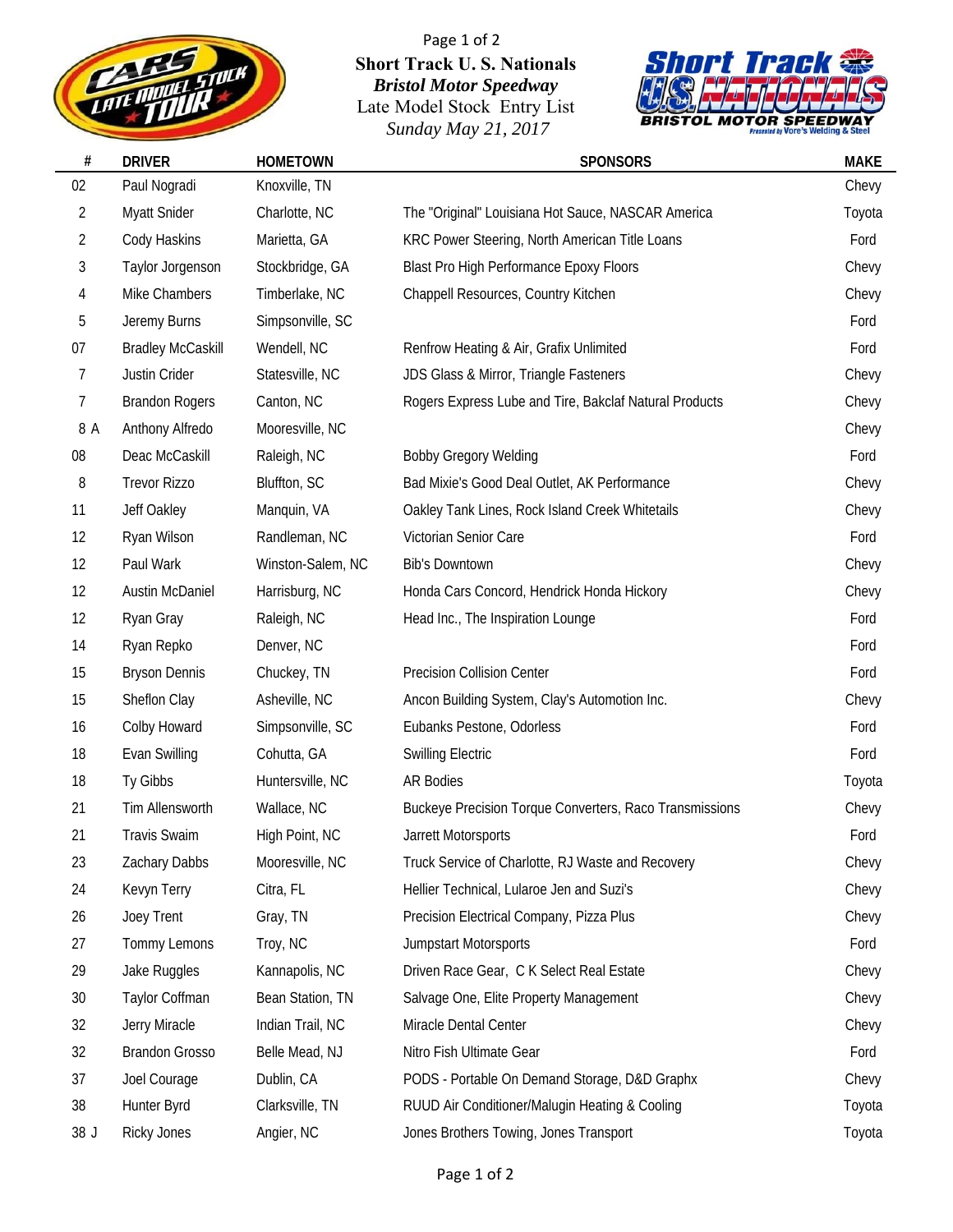# Short Track U. S. Nationals

***Bristol Motor Speedway***

Late Model Stock Entry List

*Sunday May 21, 2017*

| # | DRIVER | HOMETOWN | SPONSORS | MAKE |
|---|---|---|---|---|
| 02 | Paul Nogradi | Knoxville, TN | | Chevy |
| 2 | Myatt Snider | Charlotte, NC | The "Original" Louisiana Hot Sauce, NASCAR America | Toyota |
| 2 | Cody Haskins | Marietta, GA | KRC Power Steering, North American Title Loans | Ford |
| 3 | Taylor Jorgenson | Stockbridge, GA | Blast Pro High Performance Epoxy Floors | Chevy |
| 4 | Mike Chambers | Timberlake, NC | Chappell Resources, Country Kitchen | Chevy |
| 5 | Jeremy Burns | Simpsonville, SC | | Ford |
| 07 | Bradley McCaskill | Wendell, NC | Renfrow Heating & Air, Grafix Unlimited | Ford |
| 7 | Justin Crider | Statesville, NC | JDS Glass & Mirror, Triangle Fasteners | Chevy |
| 7 | Brandon Rogers | Canton, NC | Rogers Express Lube and Tire, Bakclaf Natural Products | Chevy |
| 8 A | Anthony Alfredo | Mooresville, NC | | Chevy |
| 08 | Deac McCaskill | Raleigh, NC | Bobby Gregory Welding | Ford |
| 8 | Trevor Rizzo | Bluffton, SC | Bad Mixie's Good Deal Outlet, AK Performance | Chevy |
| 11 | Jeff Oakley | Manquin, VA | Oakley Tank Lines, Rock Island Creek Whitetails | Chevy |
| 12 | Ryan Wilson | Randleman, NC | Victorian Senior Care | Ford |
| 12 | Paul Wark | Winston-Salem, NC | Bib's Downtown | Chevy |
| 12 | Austin McDaniel | Harrisburg, NC | Honda Cars Concord, Hendrick Honda Hickory | Chevy |
| 12 | Ryan Gray | Raleigh, NC | Head Inc., The Inspiration Lounge | Ford |
| 14 | Ryan Repko | Denver, NC | | Ford |
| 15 | Bryson Dennis | Chuckey, TN | Precision Collision Center | Ford |
| 15 | Sheflon Clay | Asheville, NC | Ancon Building System, Clay's Automotion Inc. | Chevy |
| 16 | Colby Howard | Simpsonville, SC | Eubanks Pestone, Odorless | Ford |
| 18 | Evan Swilling | Cohutta, GA | Swilling Electric | Ford |
| 18 | Ty Gibbs | Huntersville, NC | AR Bodies | Toyota |
| 21 | Tim Allensworth | Wallace, NC | Buckeye Precision Torque Converters, Raco Transmissions | Chevy |
| 21 | Travis Swaim | High Point, NC | Jarrett Motorsports | Ford |
| 23 | Zachary Dabbs | Mooresville, NC | Truck Service of Charlotte, RJ Waste and Recovery | Chevy |
| 24 | Kevyn Terry | Citra, FL | Hellier Technical, Lularoe Jen and Suzi's | Chevy |
| 26 | Joey Trent | Gray, TN | Precision Electrical Company, Pizza Plus | Chevy |
| 27 | Tommy Lemons | Troy, NC | Jumpstart Motorsports | Ford |
| 29 | Jake Ruggles | Kannapolis, NC | Driven Race Gear, C K Select Real Estate | Chevy |
| 30 | Taylor Coffman | Bean Station, TN | Salvage One, Elite Property Management | Chevy |
| 32 | Jerry Miracle | Indian Trail, NC | Miracle Dental Center | Chevy |
| 32 | Brandon Grosso | Belle Mead, NJ | Nitro Fish Ultimate Gear | Ford |
| 37 | Joel Courage | Dublin, CA | PODS - Portable On Demand Storage, D&D Graphx | Chevy |
| 38 | Hunter Byrd | Clarksville, TN | RUUD Air Conditioner/Malugin Heating & Cooling | Toyota |
| 38 J | Ricky Jones | Angier, NC | Jones Brothers Towing, Jones Transport | Toyota |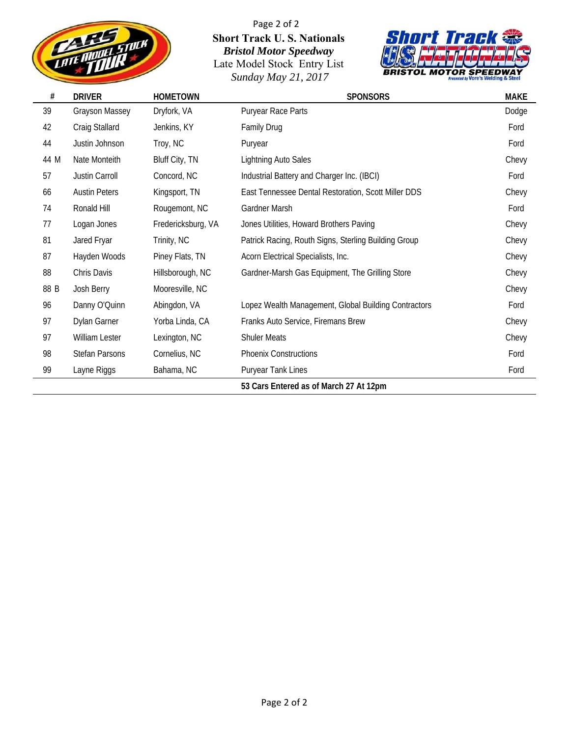**Short Track U. S. Nationals**

***Bristol Motor Speedway***

Late Model Stock Entry List

*Sunday May 21, 2017*

| # | DRIVER | HOMETOWN | SPONSORS | MAKE |
|---|---|---|---|---|
| 39 | Grayson Massey | Dryfork, VA | Puryear Race Parts | Dodge |
| 42 | Craig Stallard | Jenkins, KY | Family Drug | Ford |
| 44 | Justin Johnson | Troy, NC | Puryear | Ford |
| 44 M | Nate Monteith | Bluff City, TN | Lightning Auto Sales | Chevy |
| 57 | Justin Carroll | Concord, NC | Industrial Battery and Charger Inc. (IBCI) | Ford |
| 66 | Austin Peters | Kingsport, TN | East Tennessee Dental Restoration, Scott Miller DDS | Chevy |
| 74 | Ronald Hill | Rougemont, NC | Gardner Marsh | Ford |
| 77 | Logan Jones | Fredericksburg, VA | Jones Utilities, Howard Brothers Paving | Chevy |
| 81 | Jared Fryar | Trinity, NC | Patrick Racing, Routh Signs, Sterling Building Group | Chevy |
| 87 | Hayden Woods | Piney Flats, TN | Acorn Electrical Specialists, Inc. | Chevy |
| 88 | Chris Davis | Hillsborough, NC | Gardner-Marsh Gas Equipment, The Grilling Store | Chevy |
| 88 B | Josh Berry | Mooresville, NC | | Chevy |
| 96 | Danny O'Quinn | Abingdon, VA | Lopez Wealth Management, Global Building Contractors | Ford |
| 97 | Dylan Garner | Yorba Linda, CA | Franks Auto Service, Firemans Brew | Chevy |
| 97 | William Lester | Lexington, NC | Shuler Meats | Chevy |
| 98 | Stefan Parsons | Cornelius, NC | Phoenix Constructions | Ford |
| 99 | Layne Riggs | Bahama, NC | Puryear Tank Lines | Ford |

**53 Cars Entered as of March 27 At 12pm**